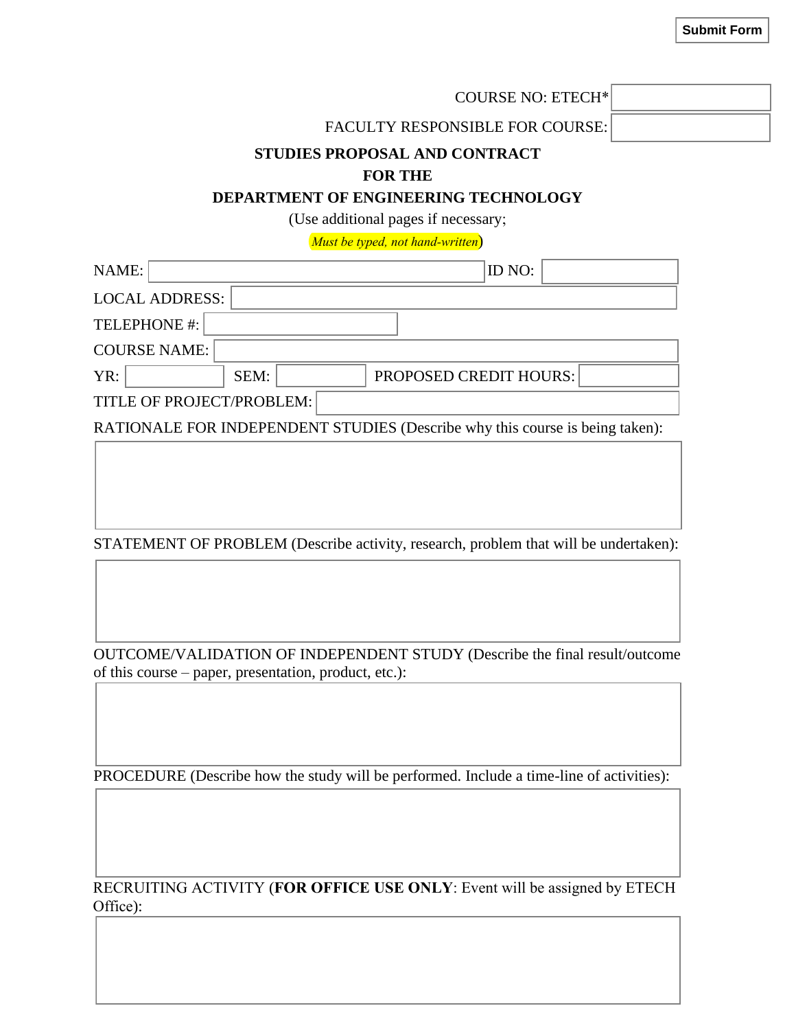Submit Form

COURSE NO: ETECH*

FACULTY RESPONSIBLE FOR COURSE:

**STUDIES PROPOSAL AND CONTRACT**

**FOR THE**

**DEPARTMENT OF ENGINEERING TECHNOLOGY**

(Use additional pages if necessary;

*Must be typed, not hand-written*)

NAME: ID NO:

LOCAL ADDRESS:

TELEPHONE #:

COURSE NAME:

YR: SEM: PROPOSED CREDIT HOURS:

TITLE OF PROJECT/PROBLEM:

RATIONALE FOR INDEPENDENT STUDIES (Describe why this course is being taken):

STATEMENT OF PROBLEM (Describe activity, research, problem that will be undertaken):

OUTCOME/VALIDATION OF INDEPENDENT STUDY (Describe the final result/outcome of this course – paper, presentation, product, etc.):

PROCEDURE (Describe how the study will be performed. Include a time-line of activities):

RECRUITING ACTIVITY (**FOR OFFICE USE ONLY**: Event will be assigned by ETECH Office):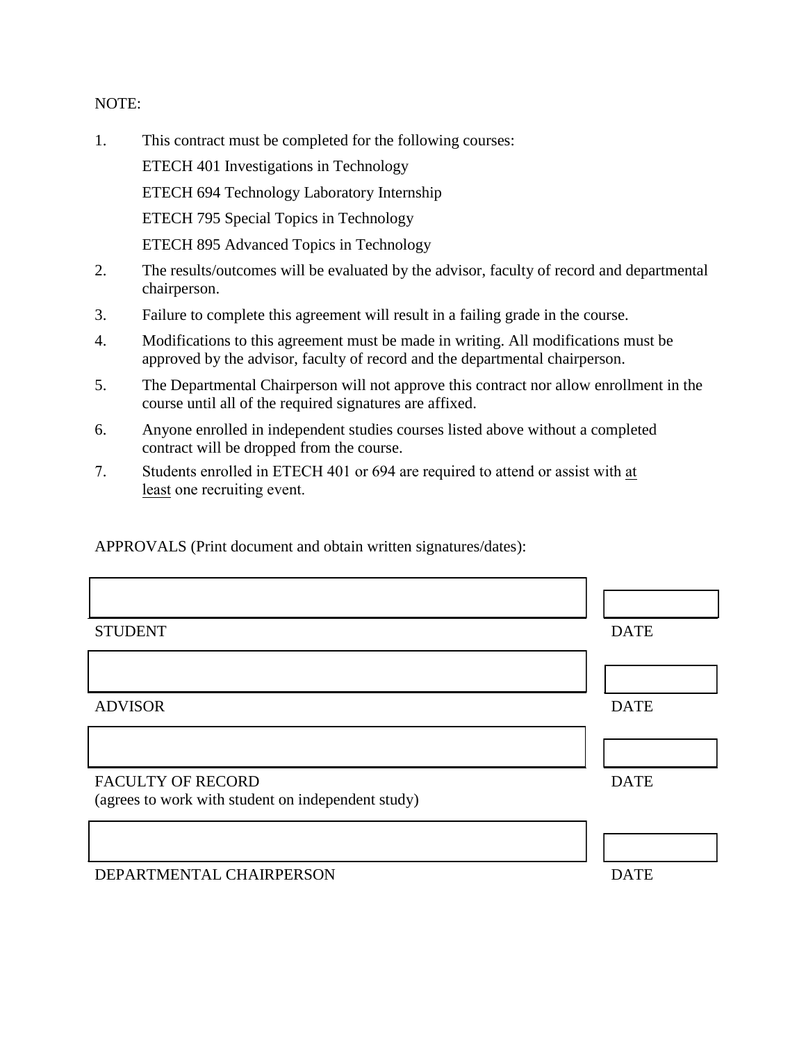NOTE:

1. This contract must be completed for the following courses:

   ETECH 401 Investigations in Technology

   ETECH 694 Technology Laboratory Internship

   ETECH 795 Special Topics in Technology

   ETECH 895 Advanced Topics in Technology

2. The results/outcomes will be evaluated by the advisor, faculty of record and departmental chairperson.
3. Failure to complete this agreement will result in a failing grade in the course.
4. Modifications to this agreement must be made in writing. All modifications must be approved by the advisor, faculty of record and the departmental chairperson.
5. The Departmental Chairperson will not approve this contract nor allow enrollment in the course until all of the required signatures are affixed.
6. Anyone enrolled in independent studies courses listed above without a completed contract will be dropped from the course.
7. Students enrolled in ETECH 401 or 694 are required to attend or assist with <u>at least</u> one recruiting event.

APPROVALS (Print document and obtain written signatures/dates):

| | |
|---|---|
| | |
| STUDENT | DATE |
| | |
| ADVISOR | DATE |
| | |
| FACULTY OF RECORD<br>(agrees to work with student on independent study) | DATE |
| | |
| DEPARTMENTAL CHAIRPERSON | DATE |